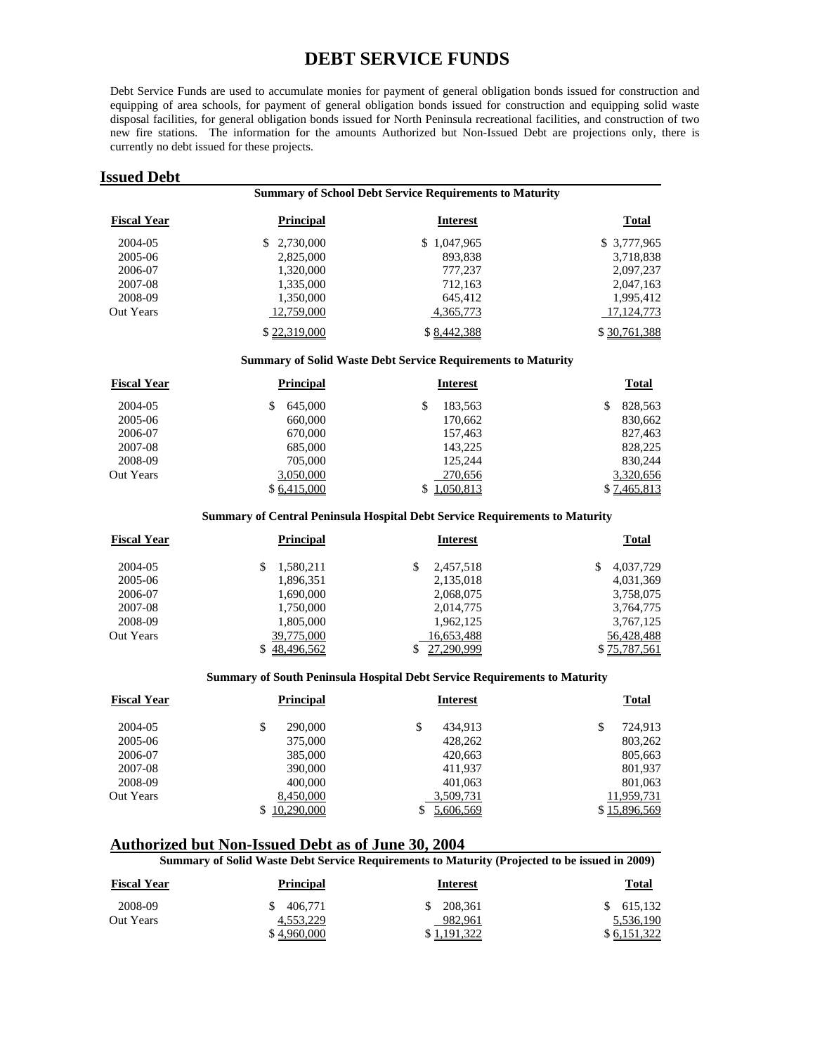# DEBT SERVICE FUNDS

Debt Service Funds are used to accumulate monies for payment of general obligation bonds issued for construction and equipping of area schools, for payment of general obligation bonds issued for construction and equipping solid waste disposal facilities, for general obligation bonds issued for North Peninsula recreational facilities, and construction of two new fire stations. The information for the amounts Authorized but Non-Issued Debt are projections only, there is currently no debt issued for these projects.

## Issued Debt

**Summary of School Debt Service Requirements to Maturity**

| Fiscal Year | Principal | Interest | Total |
|---|---|---|---|
| 2004-05 | $ 2,730,000 | $ 1,047,965 | $ 3,777,965 |
| 2005-06 | 2,825,000 | 893,838 | 3,718,838 |
| 2006-07 | 1,320,000 | 777,237 | 2,097,237 |
| 2007-08 | 1,335,000 | 712,163 | 2,047,163 |
| 2008-09 | 1,350,000 | 645,412 | 1,995,412 |
| Out Years | 12,759,000 | 4,365,773 | 17,124,773 |
| | $ 22,319,000 | $ 8,442,388 | $ 30,761,388 |

**Summary of Solid Waste Debt Service Requirements to Maturity**

| Fiscal Year | Principal | Interest | Total |
|---|---|---|---|
| 2004-05 | $ 645,000 | $ 183,563 | $ 828,563 |
| 2005-06 | 660,000 | 170,662 | 830,662 |
| 2006-07 | 670,000 | 157,463 | 827,463 |
| 2007-08 | 685,000 | 143,225 | 828,225 |
| 2008-09 | 705,000 | 125,244 | 830,244 |
| Out Years | 3,050,000 | 270,656 | 3,320,656 |
| | $ 6,415,000 | $ 1,050,813 | $ 7,465,813 |

**Summary of Central Peninsula Hospital Debt Service Requirements to Maturity**

| Fiscal Year | Principal | Interest | Total |
|---|---|---|---|
| 2004-05 | $ 1,580,211 | $ 2,457,518 | $ 4,037,729 |
| 2005-06 | 1,896,351 | 2,135,018 | 4,031,369 |
| 2006-07 | 1,690,000 | 2,068,075 | 3,758,075 |
| 2007-08 | 1,750,000 | 2,014,775 | 3,764,775 |
| 2008-09 | 1,805,000 | 1,962,125 | 3,767,125 |
| Out Years | 39,775,000 | 16,653,488 | 56,428,488 |
| | $ 48,496,562 | $ 27,290,999 | $ 75,787,561 |

**Summary of South Peninsula Hospital Debt Service Requirements to Maturity**

| Fiscal Year | Principal | Interest | Total |
|---|---|---|---|
| 2004-05 | $ 290,000 | $ 434,913 | $ 724,913 |
| 2005-06 | 375,000 | 428,262 | 803,262 |
| 2006-07 | 385,000 | 420,663 | 805,663 |
| 2007-08 | 390,000 | 411,937 | 801,937 |
| 2008-09 | 400,000 | 401,063 | 801,063 |
| Out Years | 8,450,000 | 3,509,731 | 11,959,731 |
| | $ 10,290,000 | $ 5,606,569 | $ 15,896,569 |

## Authorized but Non-Issued Debt as of June 30, 2004

**Summary of Solid Waste Debt Service Requirements to Maturity (Projected to be issued in 2009)**

| Fiscal Year | Principal | Interest | Total |
|---|---|---|---|
| 2008-09 | $ 406,771 | $ 208,361 | $ 615,132 |
| Out Years | 4,553,229 | 982,961 | 5,536,190 |
| | $ 4,960,000 | $ 1,191,322 | $ 6,151,322 |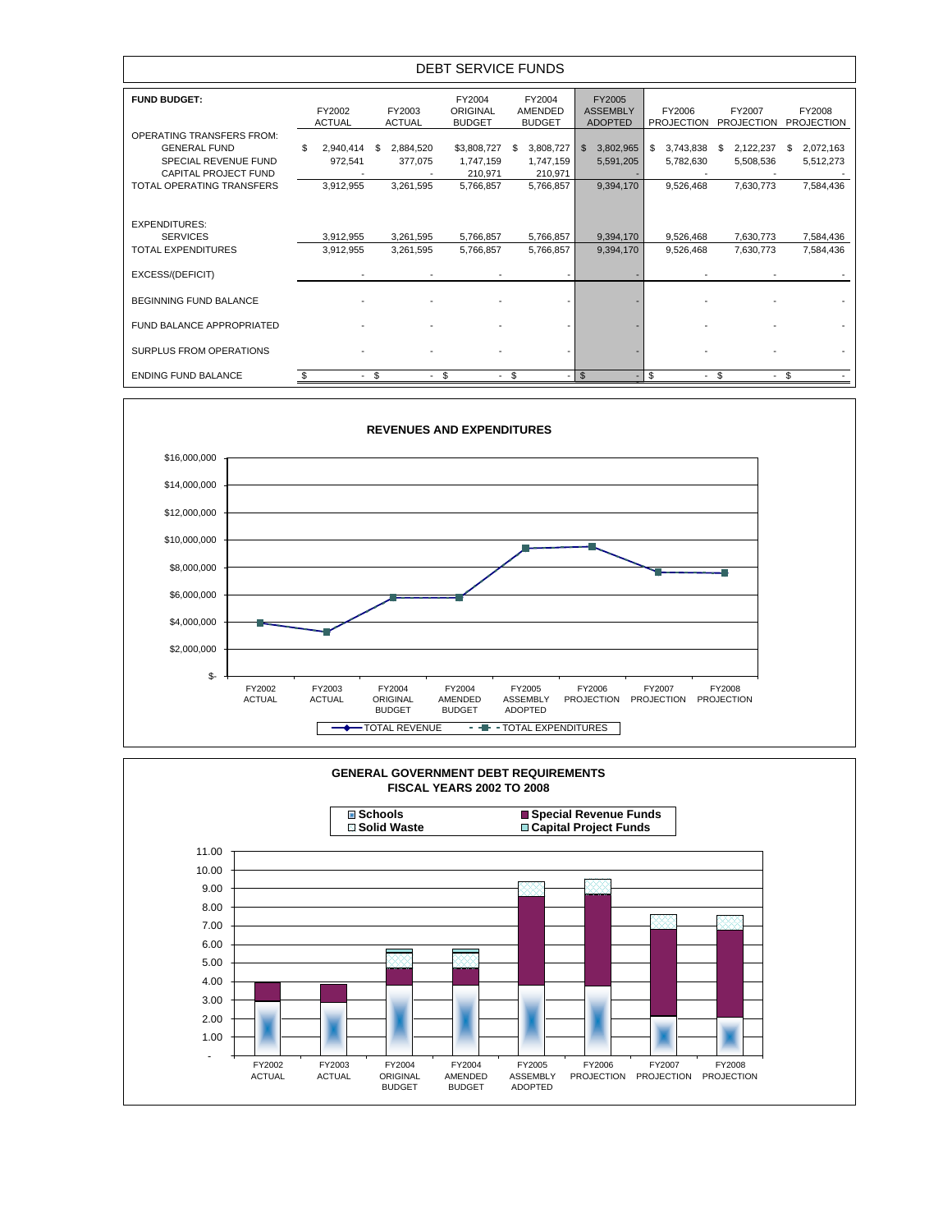# DEBT SERVICE FUNDS

| FUND BUDGET: | FY2002 ACTUAL | FY2003 ACTUAL | FY2004 ORIGINAL BUDGET | FY2004 AMENDED BUDGET | FY2005 ASSEMBLY ADOPTED | FY2006 PROJECTION | FY2007 PROJECTION | FY2008 PROJECTION |
|---|---|---|---|---|---|---|---|---|
| OPERATING TRANSFERS FROM: | | | | | | | | |
| GENERAL FUND | $ 2,940,414 | $ 2,884,520 | $3,808,727 | $ 3,808,727 | $ 3,802,965 | $ 3,743,838 | $ 2,122,237 | $ 2,072,163 |
| SPECIAL REVENUE FUND | 972,541 | 377,075 | 1,747,159 | 1,747,159 | 5,591,205 | 5,782,630 | 5,508,536 | 5,512,273 |
| CAPITAL PROJECT FUND | - | - | 210,971 | 210,971 | - | - | - | - |
| TOTAL OPERATING TRANSFERS | 3,912,955 | 3,261,595 | 5,766,857 | 5,766,857 | 9,394,170 | 9,526,468 | 7,630,773 | 7,584,436 |
| EXPENDITURES: | | | | | | | | |
| SERVICES | 3,912,955 | 3,261,595 | 5,766,857 | 5,766,857 | 9,394,170 | 9,526,468 | 7,630,773 | 7,584,436 |
| TOTAL EXPENDITURES | 3,912,955 | 3,261,595 | 5,766,857 | 5,766,857 | 9,394,170 | 9,526,468 | 7,630,773 | 7,584,436 |
| EXCESS/(DEFICIT) | - | - | - | - | - | - | - | - |
| BEGINNING FUND BALANCE | - | - | - | - | - | - | - | - |
| FUND BALANCE APPROPRIATED | - | - | - | - | - | - | - | - |
| SURPLUS FROM OPERATIONS | - | - | - | - | - | - | - | - |
| ENDING FUND BALANCE | $ - | $ - | $ - | $ - | $ - | $ - | $ - | $ - |

**REVENUES AND EXPENDITURES**

**GENERAL GOVERNMENT DEBT REQUIREMENTS FISCAL YEARS 2002 TO 2008**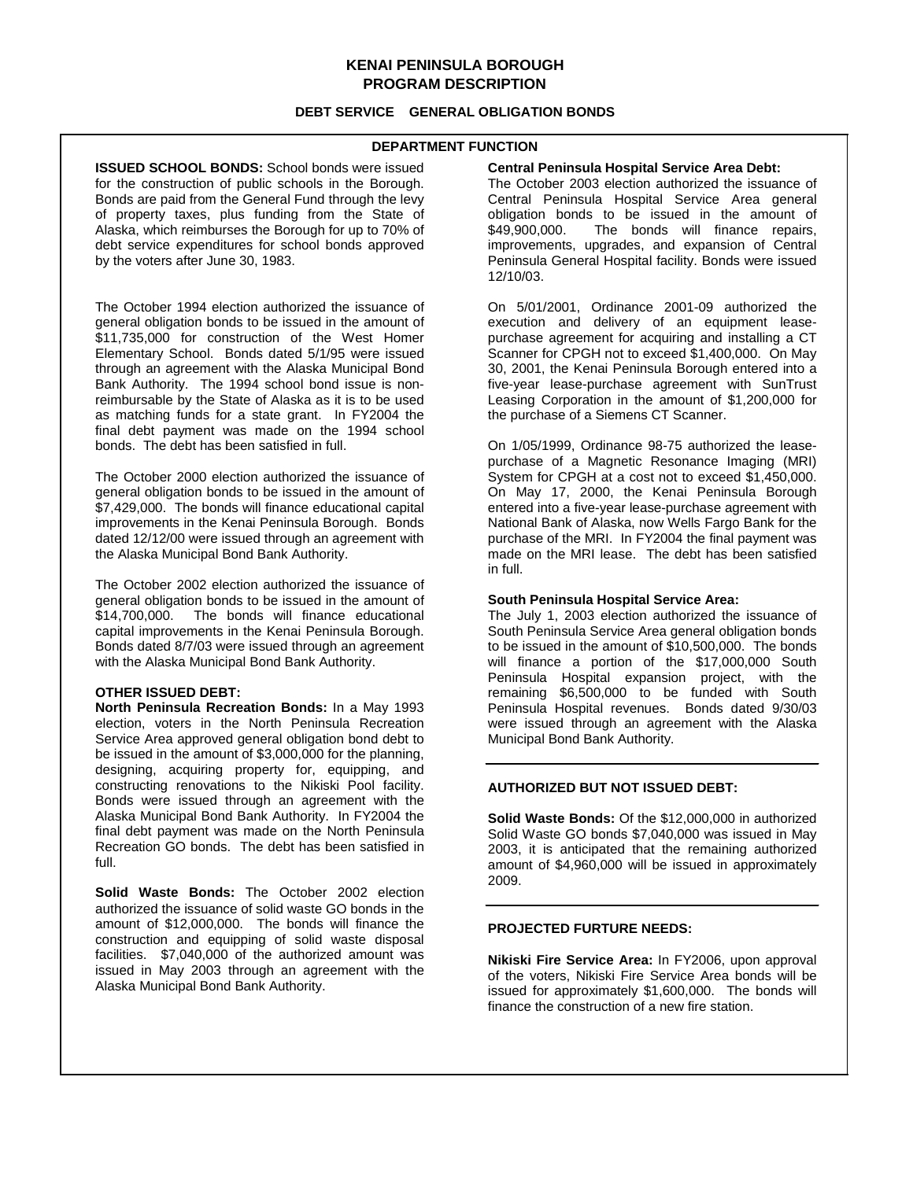# KENAI PENINSULA BOROUGH
# PROGRAM DESCRIPTION

## DEBT SERVICE GENERAL OBLIGATION BONDS

### DEPARTMENT FUNCTION

**ISSUED SCHOOL BONDS:** School bonds were issued for the construction of public schools in the Borough. Bonds are paid from the General Fund through the levy of property taxes, plus funding from the State of Alaska, which reimburses the Borough for up to 70% of debt service expenditures for school bonds approved by the voters after June 30, 1983.

The October 1994 election authorized the issuance of general obligation bonds to be issued in the amount of $11,735,000 for construction of the West Homer Elementary School. Bonds dated 5/1/95 were issued through an agreement with the Alaska Municipal Bond Bank Authority. The 1994 school bond issue is non-reimbursable by the State of Alaska as it is to be used as matching funds for a state grant. In FY2004 the final debt payment was made on the 1994 school bonds. The debt has been satisfied in full.

The October 2000 election authorized the issuance of general obligation bonds to be issued in the amount of $7,429,000. The bonds will finance educational capital improvements in the Kenai Peninsula Borough. Bonds dated 12/12/00 were issued through an agreement with the Alaska Municipal Bond Bank Authority.

The October 2002 election authorized the issuance of general obligation bonds to be issued in the amount of $14,700,000. The bonds will finance educational capital improvements in the Kenai Peninsula Borough. Bonds dated 8/7/03 were issued through an agreement with the Alaska Municipal Bond Bank Authority.

**OTHER ISSUED DEBT:**

**North Peninsula Recreation Bonds:** In a May 1993 election, voters in the North Peninsula Recreation Service Area approved general obligation bond debt to be issued in the amount of $3,000,000 for the planning, designing, acquiring property for, equipping, and constructing renovations to the Nikiski Pool facility. Bonds were issued through an agreement with the Alaska Municipal Bond Bank Authority. In FY2004 the final debt payment was made on the North Peninsula Recreation GO bonds. The debt has been satisfied in full.

**Solid Waste Bonds:** The October 2002 election authorized the issuance of solid waste GO bonds in the amount of $12,000,000. The bonds will finance the construction and equipping of solid waste disposal facilities. $7,040,000 of the authorized amount was issued in May 2003 through an agreement with the Alaska Municipal Bond Bank Authority.

**Central Peninsula Hospital Service Area Debt:**
The October 2003 election authorized the issuance of Central Peninsula Hospital Service Area general obligation bonds to be issued in the amount of $49,900,000. The bonds will finance repairs, improvements, upgrades, and expansion of Central Peninsula General Hospital facility. Bonds were issued 12/10/03.

On 5/01/2001, Ordinance 2001-09 authorized the execution and delivery of an equipment lease-purchase agreement for acquiring and installing a CT Scanner for CPGH not to exceed $1,400,000. On May 30, 2001, the Kenai Peninsula Borough entered into a five-year lease-purchase agreement with SunTrust Leasing Corporation in the amount of $1,200,000 for the purchase of a Siemens CT Scanner.

On 1/05/1999, Ordinance 98-75 authorized the lease-purchase of a Magnetic Resonance Imaging (MRI) System for CPGH at a cost not to exceed $1,450,000. On May 17, 2000, the Kenai Peninsula Borough entered into a five-year lease-purchase agreement with National Bank of Alaska, now Wells Fargo Bank for the purchase of the MRI. In FY2004 the final payment was made on the MRI lease. The debt has been satisfied in full.

**South Peninsula Hospital Service Area:**
The July 1, 2003 election authorized the issuance of South Peninsula Service Area general obligation bonds to be issued in the amount of $10,500,000. The bonds will finance a portion of the $17,000,000 South Peninsula Hospital expansion project, with the remaining $6,500,000 to be funded with South Peninsula Hospital revenues. Bonds dated 9/30/03 were issued through an agreement with the Alaska Municipal Bond Bank Authority.

**AUTHORIZED BUT NOT ISSUED DEBT:**

**Solid Waste Bonds:** Of the $12,000,000 in authorized Solid Waste GO bonds $7,040,000 was issued in May 2003, it is anticipated that the remaining authorized amount of $4,960,000 will be issued in approximately 2009.

**PROJECTED FURTURE NEEDS:**

**Nikiski Fire Service Area:** In FY2006, upon approval of the voters, Nikiski Fire Service Area bonds will be issued for approximately $1,600,000. The bonds will finance the construction of a new fire station.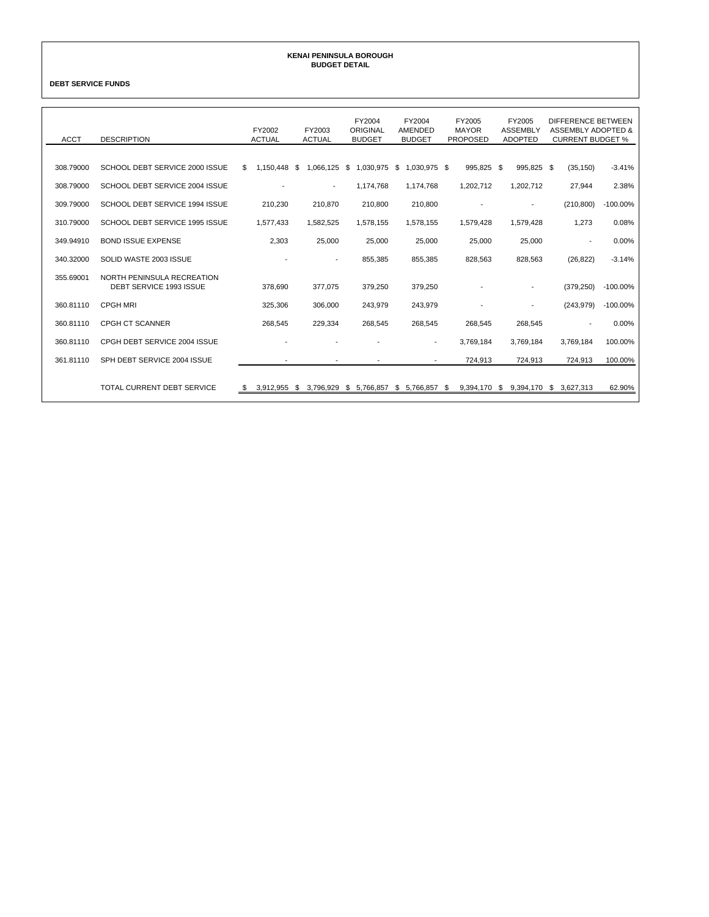**KENAI PENINSULA BOROUGH**
**BUDGET DETAIL**

**DEBT SERVICE FUNDS**

| ACCT | DESCRIPTION | FY2002 ACTUAL | FY2003 ACTUAL | FY2004 ORIGINAL BUDGET | FY2004 AMENDED BUDGET | FY2005 MAYOR PROPOSED | FY2005 ASSEMBLY ADOPTED | DIFFERENCE BETWEEN ASSEMBLY ADOPTED & CURRENT BUDGET % | |
|---|---|---|---|---|---|---|---|---|---|
| 308.79000 | SCHOOL DEBT SERVICE 2000 ISSUE | $ 1,150,448 | $ 1,066,125 | $ 1,030,975 | $ 1,030,975 | $ 995,825 | $ 995,825 | $ (35,150) | -3.41% |
| 308.79000 | SCHOOL DEBT SERVICE 2004 ISSUE | - | - | 1,174,768 | 1,174,768 | 1,202,712 | 1,202,712 | 27,944 | 2.38% |
| 309.79000 | SCHOOL DEBT SERVICE 1994 ISSUE | 210,230 | 210,870 | 210,800 | 210,800 | - | - | (210,800) | -100.00% |
| 310.79000 | SCHOOL DEBT SERVICE 1995 ISSUE | 1,577,433 | 1,582,525 | 1,578,155 | 1,578,155 | 1,579,428 | 1,579,428 | 1,273 | 0.08% |
| 349.94910 | BOND ISSUE EXPENSE | 2,303 | 25,000 | 25,000 | 25,000 | 25,000 | 25,000 | - | 0.00% |
| 340.32000 | SOLID WASTE 2003 ISSUE | - | - | 855,385 | 855,385 | 828,563 | 828,563 | (26,822) | -3.14% |
| 355.69001 | NORTH PENINSULA RECREATION DEBT SERVICE 1993 ISSUE | 378,690 | 377,075 | 379,250 | 379,250 | - | - | (379,250) | -100.00% |
| 360.81110 | CPGH MRI | 325,306 | 306,000 | 243,979 | 243,979 | - | - | (243,979) | -100.00% |
| 360.81110 | CPGH CT SCANNER | 268,545 | 229,334 | 268,545 | 268,545 | 268,545 | 268,545 | - | 0.00% |
| 360.81110 | CPGH DEBT SERVICE 2004 ISSUE | - | - | - | - | 3,769,184 | 3,769,184 | 3,769,184 | 100.00% |
| 361.81110 | SPH DEBT SERVICE 2004 ISSUE | - | - | - | - | 724,913 | 724,913 | 724,913 | 100.00% |
| | TOTAL CURRENT DEBT SERVICE | $ 3,912,955 | $ 3,796,929 | $ 5,766,857 | $ 5,766,857 | $ 9,394,170 | $ 9,394,170 | $ 3,627,313 | 62.90% |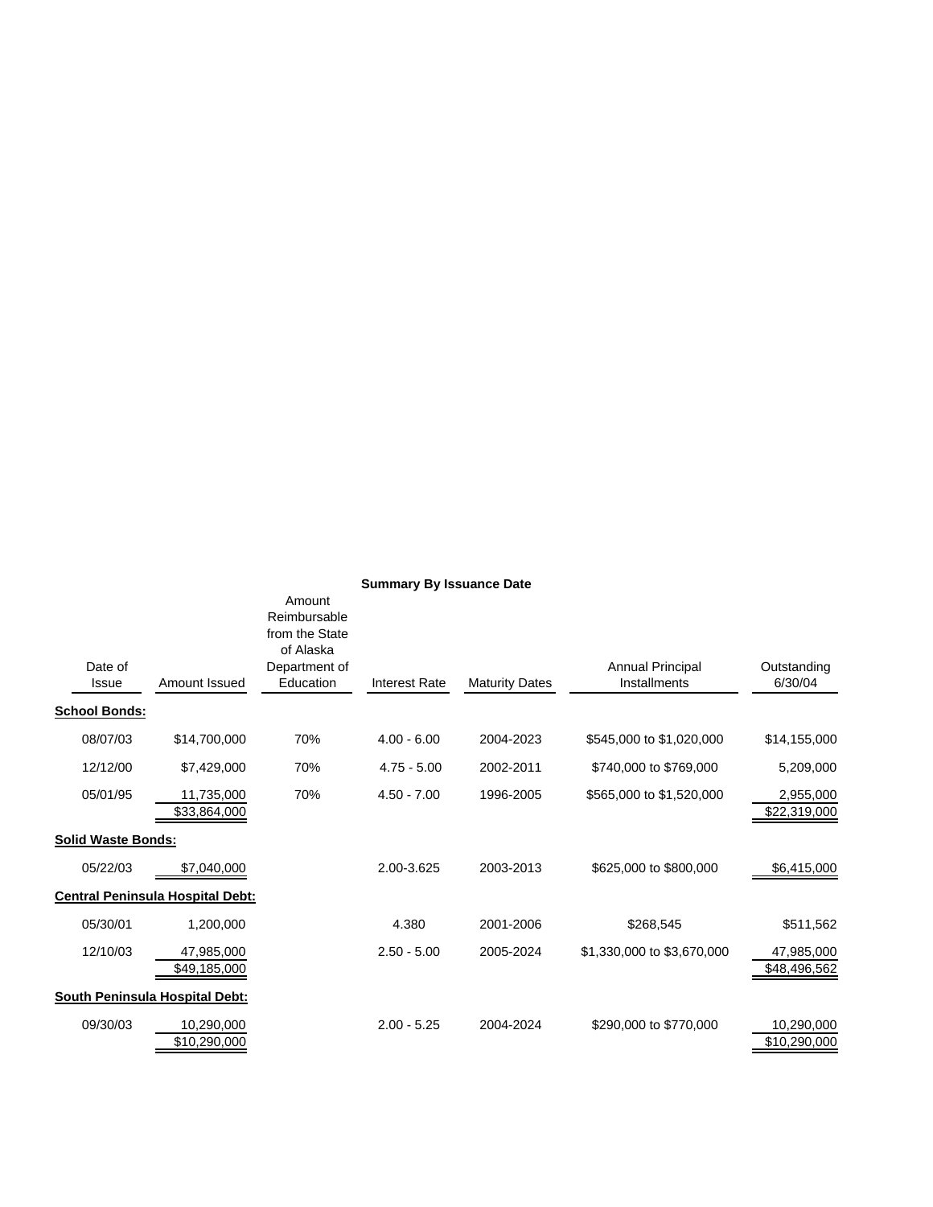**Summary By Issuance Date**

| Date of Issue | Amount Issued | Amount Reimbursable from the State of Alaska Department of Education | Interest Rate | Maturity Dates | Annual Principal Installments | Outstanding 6/30/04 |
|---|---|---|---|---|---|---|
| **School Bonds:** | | | | | | |
| 08/07/03 | $14,700,000 | 70% | 4.00 - 6.00 | 2004-2023 | $545,000 to $1,020,000 | $14,155,000 |
| 12/12/00 | $7,429,000 | 70% | 4.75 - 5.00 | 2002-2011 | $740,000 to $769,000 | 5,209,000 |
| 05/01/95 | 11,735,000 | 70% | 4.50 - 7.00 | 1996-2005 | $565,000 to $1,520,000 | 2,955,000 |
| | $33,864,000 | | | | | $22,319,000 |
| **Solid Waste Bonds:** | | | | | | |
| 05/22/03 | $7,040,000 | | 2.00-3.625 | 2003-2013 | $625,000 to $800,000 | $6,415,000 |
| **Central Peninsula Hospital Debt:** | | | | | | |
| 05/30/01 | 1,200,000 | | 4.380 | 2001-2006 | $268,545 | $511,562 |
| 12/10/03 | 47,985,000 | | 2.50 - 5.00 | 2005-2024 | $1,330,000 to $3,670,000 | 47,985,000 |
| | $49,185,000 | | | | | $48,496,562 |
| **South Peninsula Hospital Debt:** | | | | | | |
| 09/30/03 | 10,290,000 | | 2.00 - 5.25 | 2004-2024 | $290,000 to $770,000 | 10,290,000 |
| | $10,290,000 | | | | | $10,290,000 |